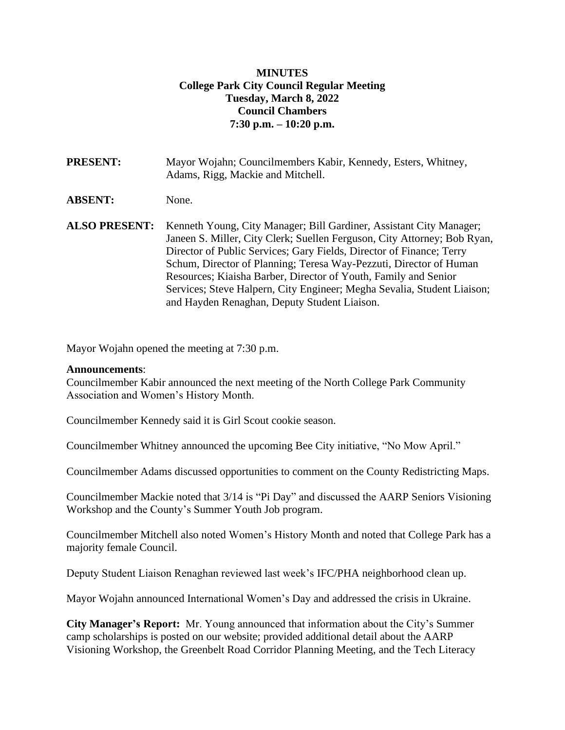**MINUTES**
**College Park City Council Regular Meeting**
**Tuesday, March 8, 2022**
**Council Chambers**
**7:30 p.m. – 10:20 p.m.**

**PRESENT:** Mayor Wojahn; Councilmembers Kabir, Kennedy, Esters, Whitney, Adams, Rigg, Mackie and Mitchell.

**ABSENT:** None.

**ALSO PRESENT:** Kenneth Young, City Manager; Bill Gardiner, Assistant City Manager; Janeen S. Miller, City Clerk; Suellen Ferguson, City Attorney; Bob Ryan, Director of Public Services; Gary Fields, Director of Finance; Terry Schum, Director of Planning; Teresa Way-Pezzuti, Director of Human Resources; Kiaisha Barber, Director of Youth, Family and Senior Services; Steve Halpern, City Engineer; Megha Sevalia, Student Liaison; and Hayden Renaghan, Deputy Student Liaison.

Mayor Wojahn opened the meeting at 7:30 p.m.

**Announcements**:
Councilmember Kabir announced the next meeting of the North College Park Community Association and Women's History Month.

Councilmember Kennedy said it is Girl Scout cookie season.

Councilmember Whitney announced the upcoming Bee City initiative, "No Mow April."

Councilmember Adams discussed opportunities to comment on the County Redistricting Maps.

Councilmember Mackie noted that 3/14 is "Pi Day" and discussed the AARP Seniors Visioning Workshop and the County's Summer Youth Job program.

Councilmember Mitchell also noted Women's History Month and noted that College Park has a majority female Council.

Deputy Student Liaison Renaghan reviewed last week's IFC/PHA neighborhood clean up.

Mayor Wojahn announced International Women's Day and addressed the crisis in Ukraine.

**City Manager's Report:** Mr. Young announced that information about the City's Summer camp scholarships is posted on our website; provided additional detail about the AARP Visioning Workshop, the Greenbelt Road Corridor Planning Meeting, and the Tech Literacy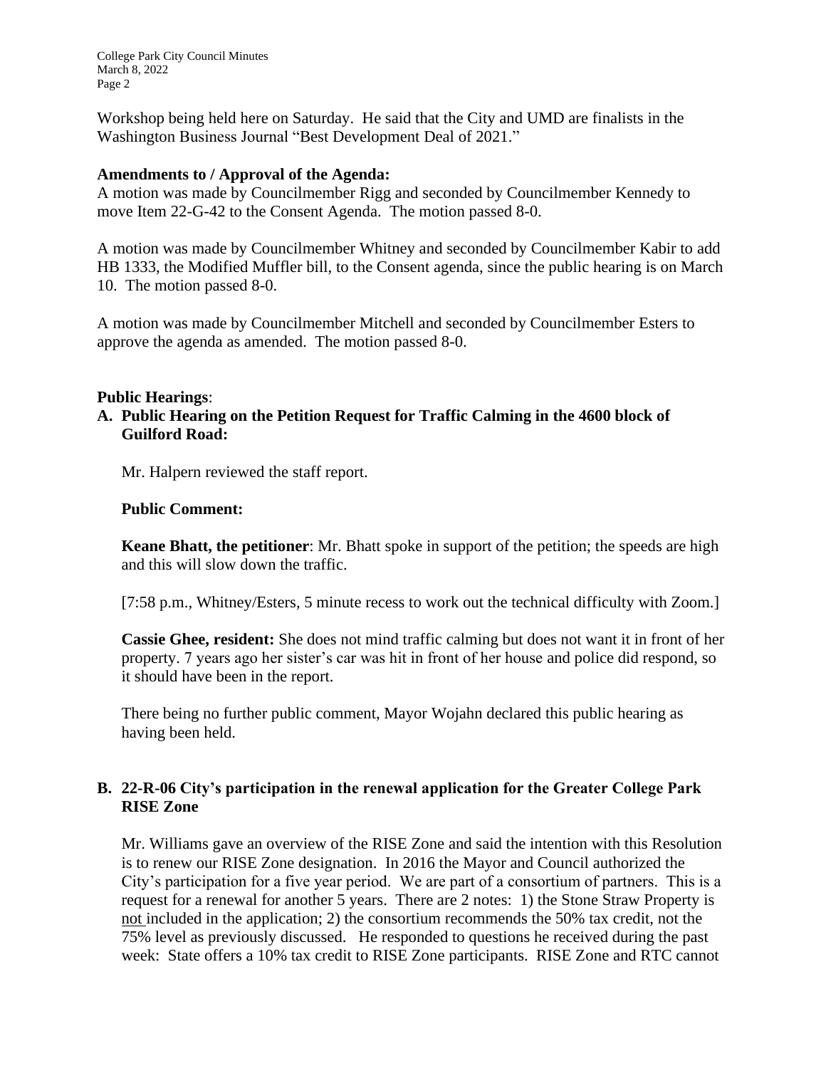Workshop being held here on Saturday. He said that the City and UMD are finalists in the Washington Business Journal "Best Development Deal of 2021."

**Amendments to / Approval of the Agenda:**
A motion was made by Councilmember Rigg and seconded by Councilmember Kennedy to move Item 22-G-42 to the Consent Agenda. The motion passed 8-0.

A motion was made by Councilmember Whitney and seconded by Councilmember Kabir to add HB 1333, the Modified Muffler bill, to the Consent agenda, since the public hearing is on March 10. The motion passed 8-0.

A motion was made by Councilmember Mitchell and seconded by Councilmember Esters to approve the agenda as amended. The motion passed 8-0.

**Public Hearings**:

**A. Public Hearing on the Petition Request for Traffic Calming in the 4600 block of Guilford Road:**

Mr. Halpern reviewed the staff report.

**Public Comment:**

**Keane Bhatt, the petitioner**: Mr. Bhatt spoke in support of the petition; the speeds are high and this will slow down the traffic.

[7:58 p.m., Whitney/Esters, 5 minute recess to work out the technical difficulty with Zoom.]

**Cassie Ghee, resident:** She does not mind traffic calming but does not want it in front of her property. 7 years ago her sister's car was hit in front of her house and police did respond, so it should have been in the report.

There being no further public comment, Mayor Wojahn declared this public hearing as having been held.

**B. 22-R-06 City's participation in the renewal application for the Greater College Park RISE Zone**

Mr. Williams gave an overview of the RISE Zone and said the intention with this Resolution is to renew our RISE Zone designation. In 2016 the Mayor and Council authorized the City's participation for a five year period. We are part of a consortium of partners. This is a request for a renewal for another 5 years. There are 2 notes: 1) the Stone Straw Property is <u>not</u> included in the application; 2) the consortium recommends the 50% tax credit, not the 75% level as previously discussed. He responded to questions he received during the past week: State offers a 10% tax credit to RISE Zone participants. RISE Zone and RTC cannot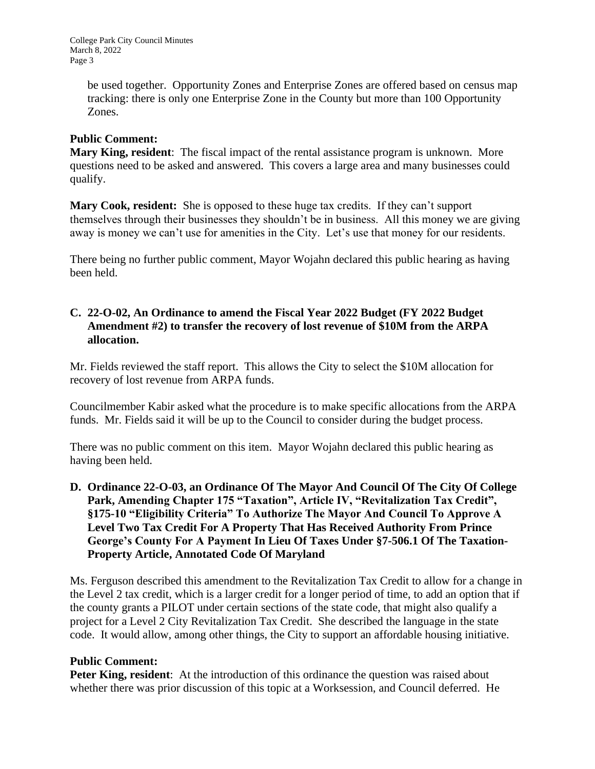be used together. Opportunity Zones and Enterprise Zones are offered based on census map tracking: there is only one Enterprise Zone in the County but more than 100 Opportunity Zones.

**Public Comment:**

**Mary King, resident**: The fiscal impact of the rental assistance program is unknown. More questions need to be asked and answered. This covers a large area and many businesses could qualify.

**Mary Cook, resident:** She is opposed to these huge tax credits. If they can't support themselves through their businesses they shouldn't be in business. All this money we are giving away is money we can't use for amenities in the City. Let's use that money for our residents.

There being no further public comment, Mayor Wojahn declared this public hearing as having been held.

**C. 22-O-02, An Ordinance to amend the Fiscal Year 2022 Budget (FY 2022 Budget Amendment #2) to transfer the recovery of lost revenue of $10M from the ARPA allocation.**

Mr. Fields reviewed the staff report. This allows the City to select the $10M allocation for recovery of lost revenue from ARPA funds.

Councilmember Kabir asked what the procedure is to make specific allocations from the ARPA funds. Mr. Fields said it will be up to the Council to consider during the budget process.

There was no public comment on this item. Mayor Wojahn declared this public hearing as having been held.

**D. Ordinance 22-O-03, an Ordinance Of The Mayor And Council Of The City Of College Park, Amending Chapter 175 "Taxation", Article IV, "Revitalization Tax Credit", §175-10 "Eligibility Criteria" To Authorize The Mayor And Council To Approve A Level Two Tax Credit For A Property That Has Received Authority From Prince George's County For A Payment In Lieu Of Taxes Under §7-506.1 Of The Taxation-Property Article, Annotated Code Of Maryland**

Ms. Ferguson described this amendment to the Revitalization Tax Credit to allow for a change in the Level 2 tax credit, which is a larger credit for a longer period of time, to add an option that if the county grants a PILOT under certain sections of the state code, that might also qualify a project for a Level 2 City Revitalization Tax Credit. She described the language in the state code. It would allow, among other things, the City to support an affordable housing initiative.

**Public Comment:**

**Peter King, resident**: At the introduction of this ordinance the question was raised about whether there was prior discussion of this topic at a Worksession, and Council deferred. He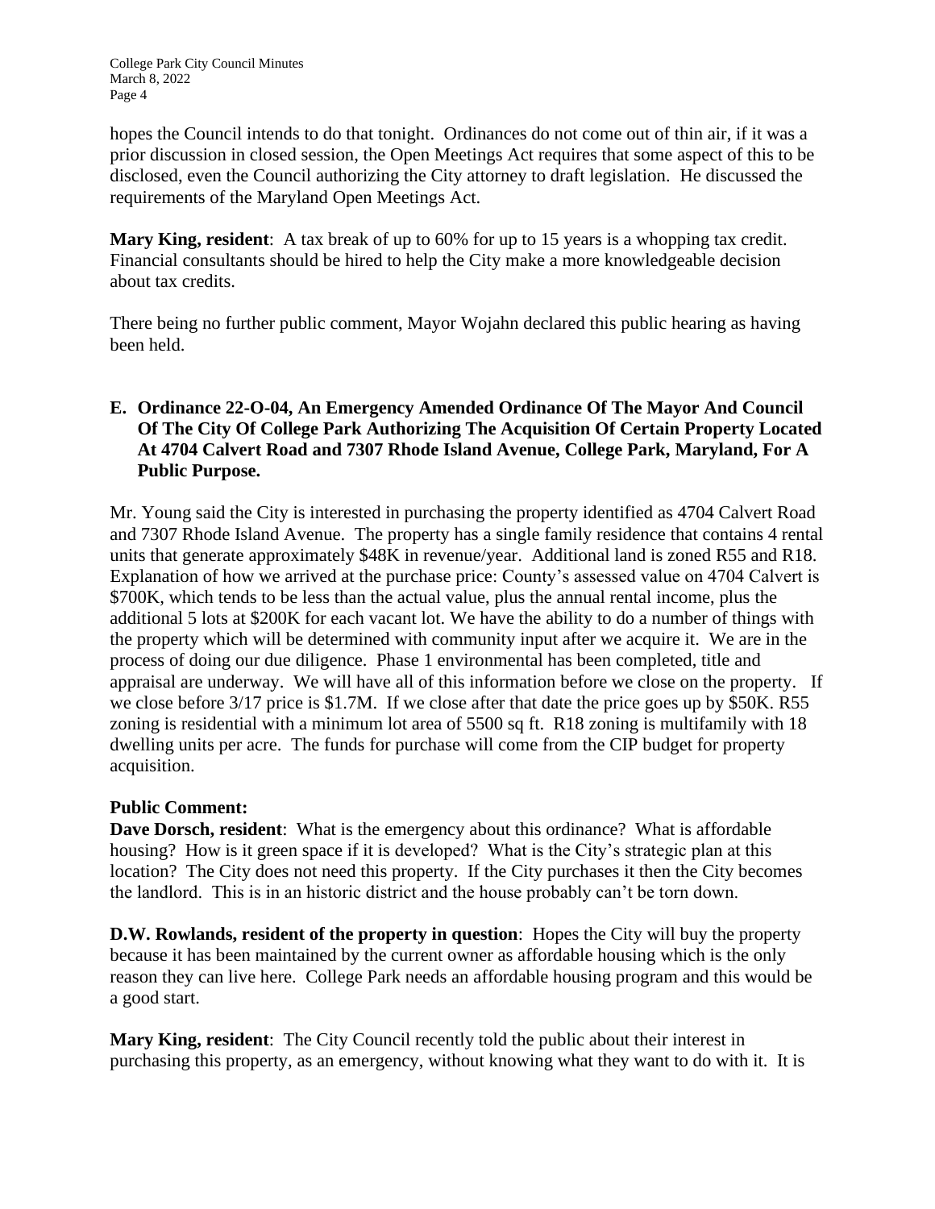hopes the Council intends to do that tonight. Ordinances do not come out of thin air, if it was a prior discussion in closed session, the Open Meetings Act requires that some aspect of this to be disclosed, even the Council authorizing the City attorney to draft legislation. He discussed the requirements of the Maryland Open Meetings Act.

**Mary King, resident**: A tax break of up to 60% for up to 15 years is a whopping tax credit. Financial consultants should be hired to help the City make a more knowledgeable decision about tax credits.

There being no further public comment, Mayor Wojahn declared this public hearing as having been held.

**E. Ordinance 22-O-04, An Emergency Amended Ordinance Of The Mayor And Council Of The City Of College Park Authorizing The Acquisition Of Certain Property Located At 4704 Calvert Road and 7307 Rhode Island Avenue, College Park, Maryland, For A Public Purpose.**

Mr. Young said the City is interested in purchasing the property identified as 4704 Calvert Road and 7307 Rhode Island Avenue. The property has a single family residence that contains 4 rental units that generate approximately $48K in revenue/year. Additional land is zoned R55 and R18. Explanation of how we arrived at the purchase price: County's assessed value on 4704 Calvert is $700K, which tends to be less than the actual value, plus the annual rental income, plus the additional 5 lots at $200K for each vacant lot. We have the ability to do a number of things with the property which will be determined with community input after we acquire it. We are in the process of doing our due diligence. Phase 1 environmental has been completed, title and appraisal are underway. We will have all of this information before we close on the property. If we close before 3/17 price is $1.7M. If we close after that date the price goes up by $50K. R55 zoning is residential with a minimum lot area of 5500 sq ft. R18 zoning is multifamily with 18 dwelling units per acre. The funds for purchase will come from the CIP budget for property acquisition.

**Public Comment:**

**Dave Dorsch, resident**: What is the emergency about this ordinance? What is affordable housing? How is it green space if it is developed? What is the City's strategic plan at this location? The City does not need this property. If the City purchases it then the City becomes the landlord. This is in an historic district and the house probably can't be torn down.

**D.W. Rowlands, resident of the property in question**: Hopes the City will buy the property because it has been maintained by the current owner as affordable housing which is the only reason they can live here. College Park needs an affordable housing program and this would be a good start.

**Mary King, resident**: The City Council recently told the public about their interest in purchasing this property, as an emergency, without knowing what they want to do with it. It is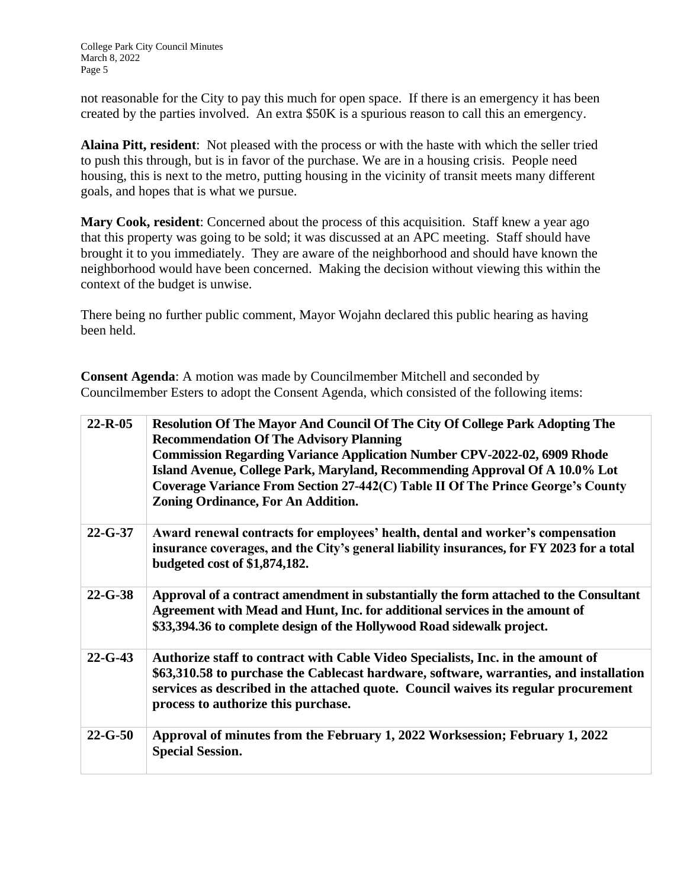not reasonable for the City to pay this much for open space. If there is an emergency it has been created by the parties involved. An extra $50K is a spurious reason to call this an emergency.

**Alaina Pitt, resident**: Not pleased with the process or with the haste with which the seller tried to push this through, but is in favor of the purchase. We are in a housing crisis. People need housing, this is next to the metro, putting housing in the vicinity of transit meets many different goals, and hopes that is what we pursue.

**Mary Cook, resident**: Concerned about the process of this acquisition. Staff knew a year ago that this property was going to be sold; it was discussed at an APC meeting. Staff should have brought it to you immediately. They are aware of the neighborhood and should have known the neighborhood would have been concerned. Making the decision without viewing this within the context of the budget is unwise.

There being no further public comment, Mayor Wojahn declared this public hearing as having been held.

**Consent Agenda**: A motion was made by Councilmember Mitchell and seconded by Councilmember Esters to adopt the Consent Agenda, which consisted of the following items:

| | |
|---|---|
| **22-R-05** | **Resolution Of The Mayor And Council Of The City Of College Park Adopting The Recommendation Of The Advisory Planning Commission Regarding Variance Application Number CPV-2022-02, 6909 Rhode Island Avenue, College Park, Maryland, Recommending Approval Of A 10.0% Lot Coverage Variance From Section 27-442(C) Table II Of The Prince George's County Zoning Ordinance, For An Addition.** |
| **22-G-37** | **Award renewal contracts for employees' health, dental and worker's compensation insurance coverages, and the City's general liability insurances, for FY 2023 for a total budgeted cost of $1,874,182.** |
| **22-G-38** | **Approval of a contract amendment in substantially the form attached to the Consultant Agreement with Mead and Hunt, Inc. for additional services in the amount of $33,394.36 to complete design of the Hollywood Road sidewalk project.** |
| **22-G-43** | **Authorize staff to contract with Cable Video Specialists, Inc. in the amount of $63,310.58 to purchase the Cablecast hardware, software, warranties, and installation services as described in the attached quote. Council waives its regular procurement process to authorize this purchase.** |
| **22-G-50** | **Approval of minutes from the February 1, 2022 Worksession; February 1, 2022 Special Session.** |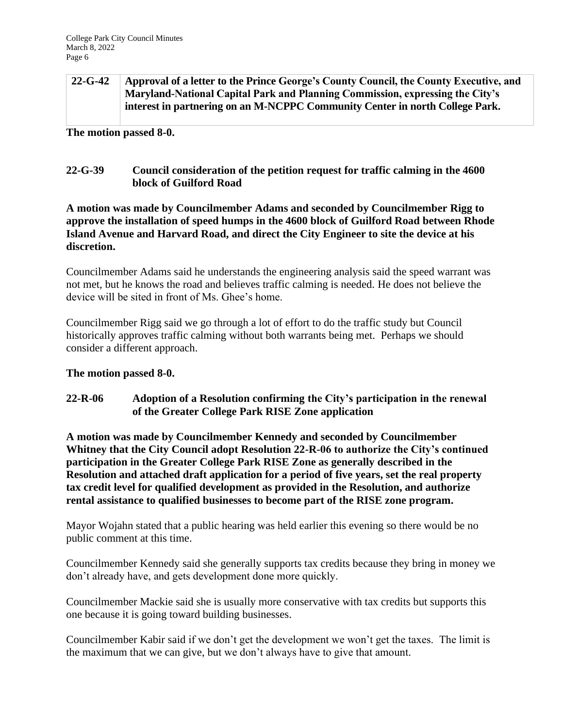| 22-G-42 | Approval of a letter to the Prince George's County Council, the County Executive, and Maryland-National Capital Park and Planning Commission, expressing the City's interest in partnering on an M-NCPPC Community Center in north College Park. |
|---|---|

**The motion passed 8-0.**

**22-G-39 Council consideration of the petition request for traffic calming in the 4600 block of Guilford Road**

**A motion was made by Councilmember Adams and seconded by Councilmember Rigg to approve the installation of speed humps in the 4600 block of Guilford Road between Rhode Island Avenue and Harvard Road, and direct the City Engineer to site the device at his discretion.**

Councilmember Adams said he understands the engineering analysis said the speed warrant was not met, but he knows the road and believes traffic calming is needed. He does not believe the device will be sited in front of Ms. Ghee's home.

Councilmember Rigg said we go through a lot of effort to do the traffic study but Council historically approves traffic calming without both warrants being met. Perhaps we should consider a different approach.

**The motion passed 8-0.**

**22-R-06 Adoption of a Resolution confirming the City's participation in the renewal of the Greater College Park RISE Zone application**

**A motion was made by Councilmember Kennedy and seconded by Councilmember Whitney that the City Council adopt Resolution 22-R-06 to authorize the City's continued participation in the Greater College Park RISE Zone as generally described in the Resolution and attached draft application for a period of five years, set the real property tax credit level for qualified development as provided in the Resolution, and authorize rental assistance to qualified businesses to become part of the RISE zone program.**

Mayor Wojahn stated that a public hearing was held earlier this evening so there would be no public comment at this time.

Councilmember Kennedy said she generally supports tax credits because they bring in money we don't already have, and gets development done more quickly.

Councilmember Mackie said she is usually more conservative with tax credits but supports this one because it is going toward building businesses.

Councilmember Kabir said if we don't get the development we won't get the taxes. The limit is the maximum that we can give, but we don't always have to give that amount.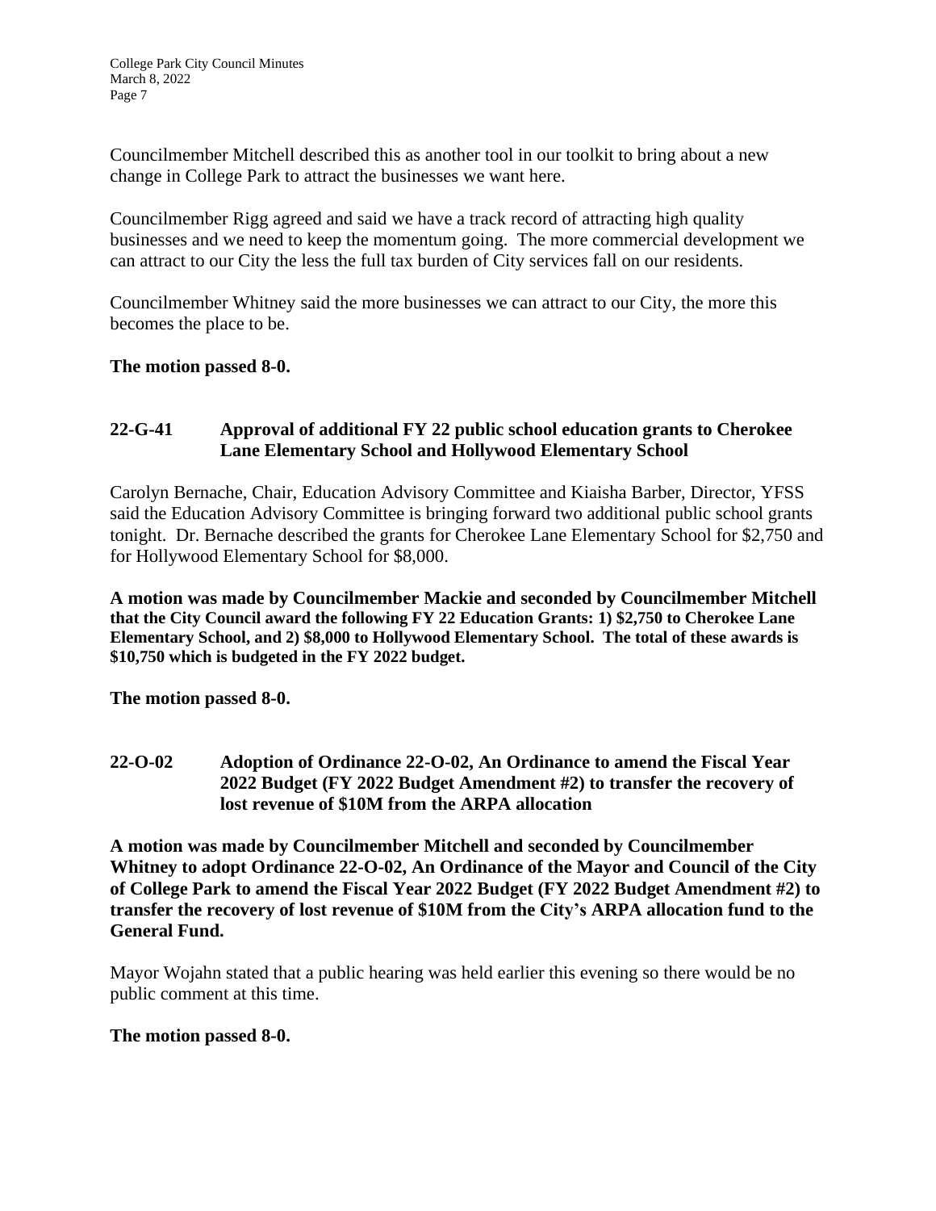Councilmember Mitchell described this as another tool in our toolkit to bring about a new change in College Park to attract the businesses we want here.

Councilmember Rigg agreed and said we have a track record of attracting high quality businesses and we need to keep the momentum going. The more commercial development we can attract to our City the less the full tax burden of City services fall on our residents.

Councilmember Whitney said the more businesses we can attract to our City, the more this becomes the place to be.

**The motion passed 8-0.**

**22-G-41 Approval of additional FY 22 public school education grants to Cherokee Lane Elementary School and Hollywood Elementary School**

Carolyn Bernache, Chair, Education Advisory Committee and Kiaisha Barber, Director, YFSS said the Education Advisory Committee is bringing forward two additional public school grants tonight. Dr. Bernache described the grants for Cherokee Lane Elementary School for $2,750 and for Hollywood Elementary School for $8,000.

**A motion was made by Councilmember Mackie and seconded by Councilmember Mitchell that the City Council award the following FY 22 Education Grants: 1) $2,750 to Cherokee Lane Elementary School, and 2) $8,000 to Hollywood Elementary School. The total of these awards is $10,750 which is budgeted in the FY 2022 budget.**

**The motion passed 8-0.**

**22-O-02 Adoption of Ordinance 22-O-02, An Ordinance to amend the Fiscal Year 2022 Budget (FY 2022 Budget Amendment #2) to transfer the recovery of lost revenue of $10M from the ARPA allocation**

**A motion was made by Councilmember Mitchell and seconded by Councilmember Whitney to adopt Ordinance 22-O-02, An Ordinance of the Mayor and Council of the City of College Park to amend the Fiscal Year 2022 Budget (FY 2022 Budget Amendment #2) to transfer the recovery of lost revenue of $10M from the City's ARPA allocation fund to the General Fund.**

Mayor Wojahn stated that a public hearing was held earlier this evening so there would be no public comment at this time.

**The motion passed 8-0.**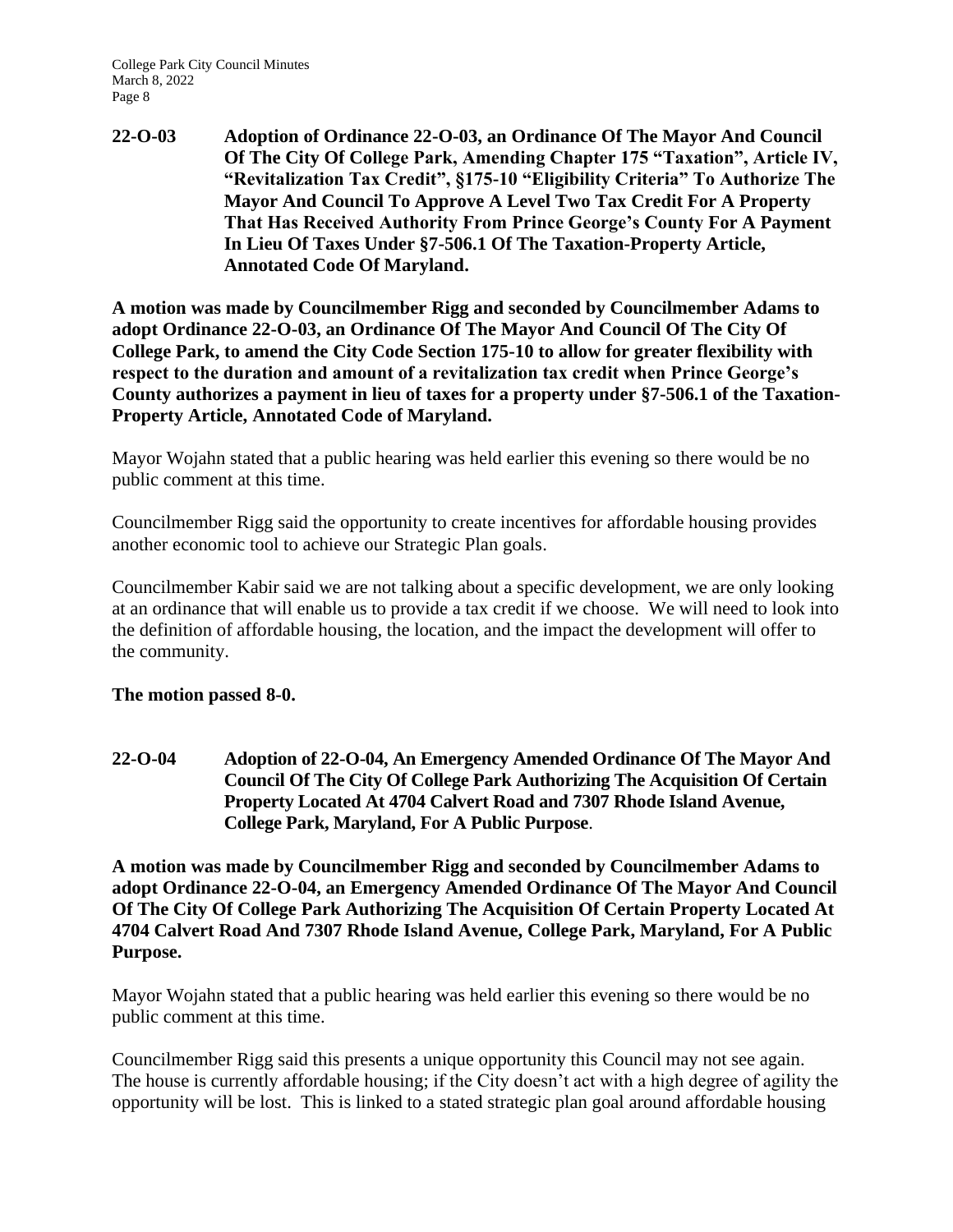**22-O-03 Adoption of Ordinance 22-O-03, an Ordinance Of The Mayor And Council Of The City Of College Park, Amending Chapter 175 "Taxation", Article IV, "Revitalization Tax Credit", §175-10 "Eligibility Criteria" To Authorize The Mayor And Council To Approve A Level Two Tax Credit For A Property That Has Received Authority From Prince George's County For A Payment In Lieu Of Taxes Under §7-506.1 Of The Taxation-Property Article, Annotated Code Of Maryland.**

**A motion was made by Councilmember Rigg and seconded by Councilmember Adams to adopt Ordinance 22-O-03, an Ordinance Of The Mayor And Council Of The City Of College Park, to amend the City Code Section 175-10 to allow for greater flexibility with respect to the duration and amount of a revitalization tax credit when Prince George's County authorizes a payment in lieu of taxes for a property under §7-506.1 of the Taxation-Property Article, Annotated Code of Maryland.**

Mayor Wojahn stated that a public hearing was held earlier this evening so there would be no public comment at this time.

Councilmember Rigg said the opportunity to create incentives for affordable housing provides another economic tool to achieve our Strategic Plan goals.

Councilmember Kabir said we are not talking about a specific development, we are only looking at an ordinance that will enable us to provide a tax credit if we choose. We will need to look into the definition of affordable housing, the location, and the impact the development will offer to the community.

**The motion passed 8-0.**

**22-O-04 Adoption of 22-O-04, An Emergency Amended Ordinance Of The Mayor And Council Of The City Of College Park Authorizing The Acquisition Of Certain Property Located At 4704 Calvert Road and 7307 Rhode Island Avenue, College Park, Maryland, For A Public Purpose**.

**A motion was made by Councilmember Rigg and seconded by Councilmember Adams to adopt Ordinance 22-O-04, an Emergency Amended Ordinance Of The Mayor And Council Of The City Of College Park Authorizing The Acquisition Of Certain Property Located At 4704 Calvert Road And 7307 Rhode Island Avenue, College Park, Maryland, For A Public Purpose.**

Mayor Wojahn stated that a public hearing was held earlier this evening so there would be no public comment at this time.

Councilmember Rigg said this presents a unique opportunity this Council may not see again. The house is currently affordable housing; if the City doesn't act with a high degree of agility the opportunity will be lost. This is linked to a stated strategic plan goal around affordable housing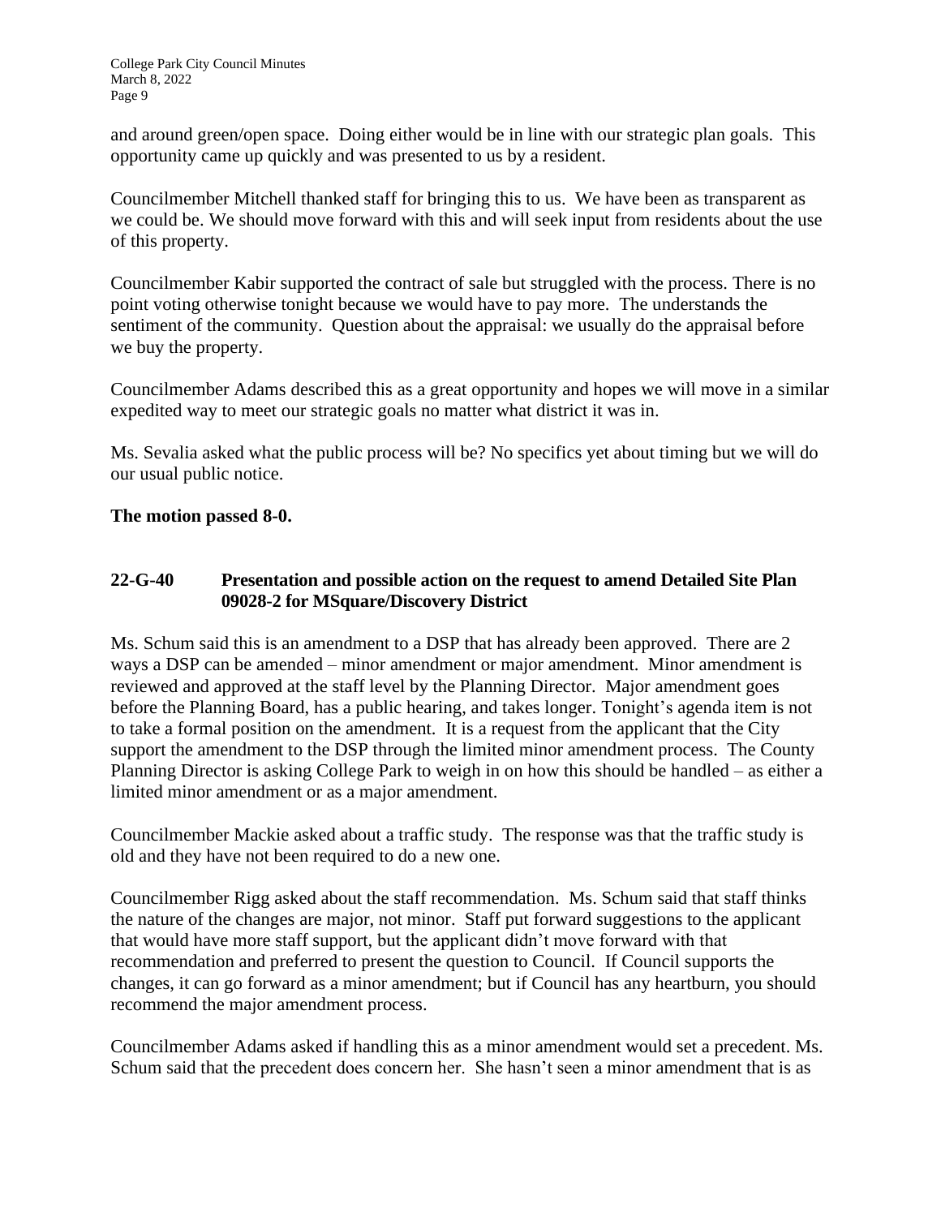and around green/open space. Doing either would be in line with our strategic plan goals. This opportunity came up quickly and was presented to us by a resident.

Councilmember Mitchell thanked staff for bringing this to us. We have been as transparent as we could be. We should move forward with this and will seek input from residents about the use of this property.

Councilmember Kabir supported the contract of sale but struggled with the process. There is no point voting otherwise tonight because we would have to pay more. The understands the sentiment of the community. Question about the appraisal: we usually do the appraisal before we buy the property.

Councilmember Adams described this as a great opportunity and hopes we will move in a similar expedited way to meet our strategic goals no matter what district it was in.

Ms. Sevalia asked what the public process will be? No specifics yet about timing but we will do our usual public notice.

**The motion passed 8-0.**

**22-G-40 Presentation and possible action on the request to amend Detailed Site Plan 09028-2 for MSquare/Discovery District**

Ms. Schum said this is an amendment to a DSP that has already been approved. There are 2 ways a DSP can be amended – minor amendment or major amendment. Minor amendment is reviewed and approved at the staff level by the Planning Director. Major amendment goes before the Planning Board, has a public hearing, and takes longer. Tonight's agenda item is not to take a formal position on the amendment. It is a request from the applicant that the City support the amendment to the DSP through the limited minor amendment process. The County Planning Director is asking College Park to weigh in on how this should be handled – as either a limited minor amendment or as a major amendment.

Councilmember Mackie asked about a traffic study. The response was that the traffic study is old and they have not been required to do a new one.

Councilmember Rigg asked about the staff recommendation. Ms. Schum said that staff thinks the nature of the changes are major, not minor. Staff put forward suggestions to the applicant that would have more staff support, but the applicant didn't move forward with that recommendation and preferred to present the question to Council. If Council supports the changes, it can go forward as a minor amendment; but if Council has any heartburn, you should recommend the major amendment process.

Councilmember Adams asked if handling this as a minor amendment would set a precedent. Ms. Schum said that the precedent does concern her. She hasn't seen a minor amendment that is as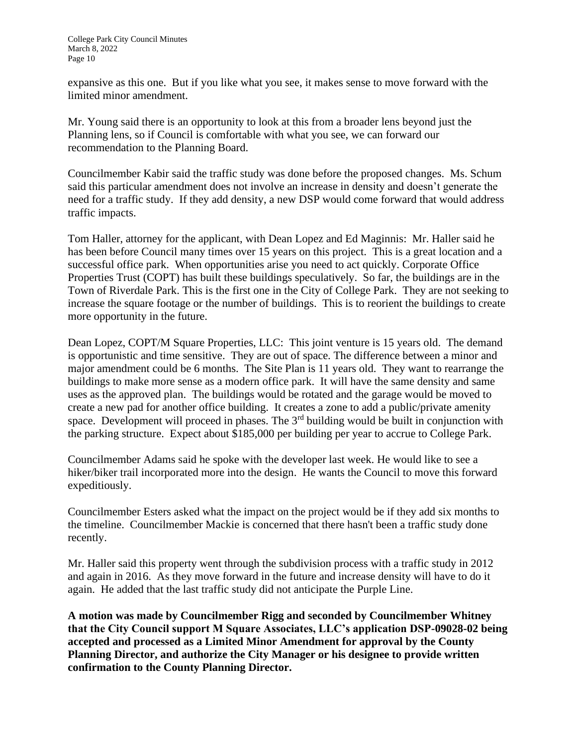expansive as this one. But if you like what you see, it makes sense to move forward with the limited minor amendment.

Mr. Young said there is an opportunity to look at this from a broader lens beyond just the Planning lens, so if Council is comfortable with what you see, we can forward our recommendation to the Planning Board.

Councilmember Kabir said the traffic study was done before the proposed changes. Ms. Schum said this particular amendment does not involve an increase in density and doesn't generate the need for a traffic study. If they add density, a new DSP would come forward that would address traffic impacts.

Tom Haller, attorney for the applicant, with Dean Lopez and Ed Maginnis: Mr. Haller said he has been before Council many times over 15 years on this project. This is a great location and a successful office park. When opportunities arise you need to act quickly. Corporate Office Properties Trust (COPT) has built these buildings speculatively. So far, the buildings are in the Town of Riverdale Park. This is the first one in the City of College Park. They are not seeking to increase the square footage or the number of buildings. This is to reorient the buildings to create more opportunity in the future.

Dean Lopez, COPT/M Square Properties, LLC: This joint venture is 15 years old. The demand is opportunistic and time sensitive. They are out of space. The difference between a minor and major amendment could be 6 months. The Site Plan is 11 years old. They want to rearrange the buildings to make more sense as a modern office park. It will have the same density and same uses as the approved plan. The buildings would be rotated and the garage would be moved to create a new pad for another office building. It creates a zone to add a public/private amenity space. Development will proceed in phases. The 3rd building would be built in conjunction with the parking structure. Expect about $185,000 per building per year to accrue to College Park.

Councilmember Adams said he spoke with the developer last week. He would like to see a hiker/biker trail incorporated more into the design. He wants the Council to move this forward expeditiously.

Councilmember Esters asked what the impact on the project would be if they add six months to the timeline. Councilmember Mackie is concerned that there hasn't been a traffic study done recently.

Mr. Haller said this property went through the subdivision process with a traffic study in 2012 and again in 2016. As they move forward in the future and increase density will have to do it again. He added that the last traffic study did not anticipate the Purple Line.

**A motion was made by Councilmember Rigg and seconded by Councilmember Whitney that the City Council support M Square Associates, LLC's application DSP-09028-02 being accepted and processed as a Limited Minor Amendment for approval by the County Planning Director, and authorize the City Manager or his designee to provide written confirmation to the County Planning Director.**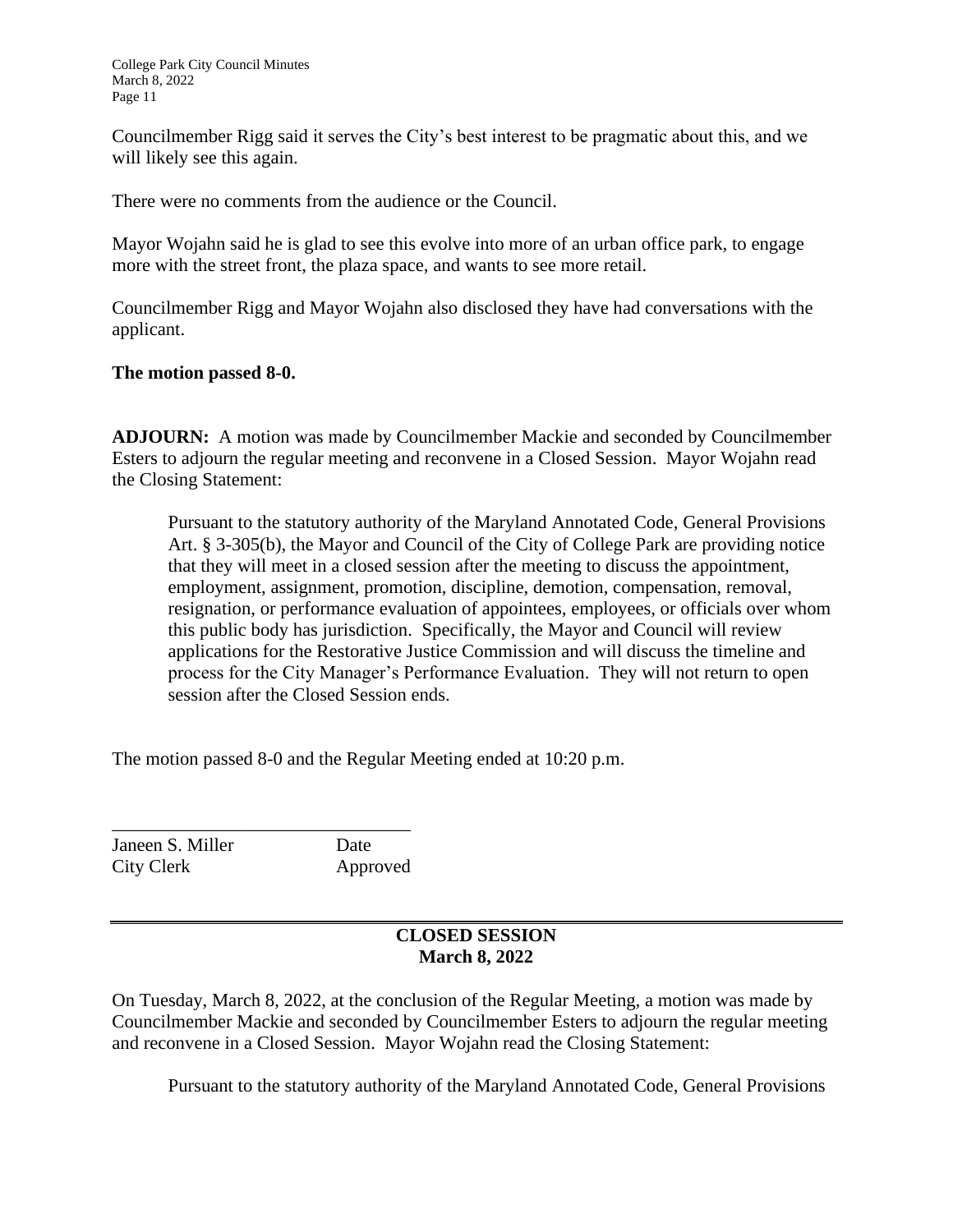Councilmember Rigg said it serves the City's best interest to be pragmatic about this, and we will likely see this again.

There were no comments from the audience or the Council.

Mayor Wojahn said he is glad to see this evolve into more of an urban office park, to engage more with the street front, the plaza space, and wants to see more retail.

Councilmember Rigg and Mayor Wojahn also disclosed they have had conversations with the applicant.

**The motion passed 8-0.**

**ADJOURN:** A motion was made by Councilmember Mackie and seconded by Councilmember Esters to adjourn the regular meeting and reconvene in a Closed Session. Mayor Wojahn read the Closing Statement:

> Pursuant to the statutory authority of the Maryland Annotated Code, General Provisions Art. § 3-305(b), the Mayor and Council of the City of College Park are providing notice that they will meet in a closed session after the meeting to discuss the appointment, employment, assignment, promotion, discipline, demotion, compensation, removal, resignation, or performance evaluation of appointees, employees, or officials over whom this public body has jurisdiction. Specifically, the Mayor and Council will review applications for the Restorative Justice Commission and will discuss the timeline and process for the City Manager's Performance Evaluation. They will not return to open session after the Closed Session ends.

The motion passed 8-0 and the Regular Meeting ended at 10:20 p.m.

________________________________

Janeen S. Miller — Date Approved
City Clerk

---

**CLOSED SESSION**
**March 8, 2022**

On Tuesday, March 8, 2022, at the conclusion of the Regular Meeting, a motion was made by Councilmember Mackie and seconded by Councilmember Esters to adjourn the regular meeting and reconvene in a Closed Session. Mayor Wojahn read the Closing Statement:

> Pursuant to the statutory authority of the Maryland Annotated Code, General Provisions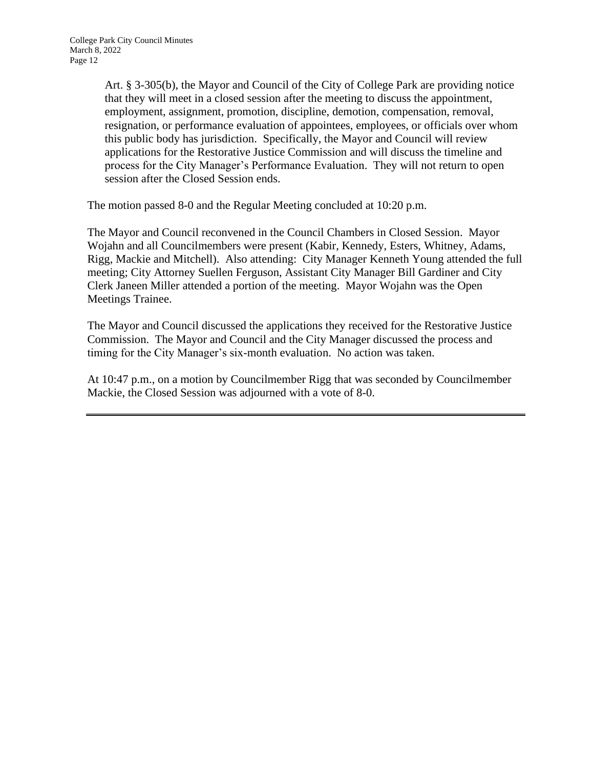Art. § 3-305(b), the Mayor and Council of the City of College Park are providing notice that they will meet in a closed session after the meeting to discuss the appointment, employment, assignment, promotion, discipline, demotion, compensation, removal, resignation, or performance evaluation of appointees, employees, or officials over whom this public body has jurisdiction. Specifically, the Mayor and Council will review applications for the Restorative Justice Commission and will discuss the timeline and process for the City Manager's Performance Evaluation. They will not return to open session after the Closed Session ends.

The motion passed 8-0 and the Regular Meeting concluded at 10:20 p.m.

The Mayor and Council reconvened in the Council Chambers in Closed Session. Mayor Wojahn and all Councilmembers were present (Kabir, Kennedy, Esters, Whitney, Adams, Rigg, Mackie and Mitchell). Also attending: City Manager Kenneth Young attended the full meeting; City Attorney Suellen Ferguson, Assistant City Manager Bill Gardiner and City Clerk Janeen Miller attended a portion of the meeting. Mayor Wojahn was the Open Meetings Trainee.

The Mayor and Council discussed the applications they received for the Restorative Justice Commission. The Mayor and Council and the City Manager discussed the process and timing for the City Manager's six-month evaluation. No action was taken.

At 10:47 p.m., on a motion by Councilmember Rigg that was seconded by Councilmember Mackie, the Closed Session was adjourned with a vote of 8-0.